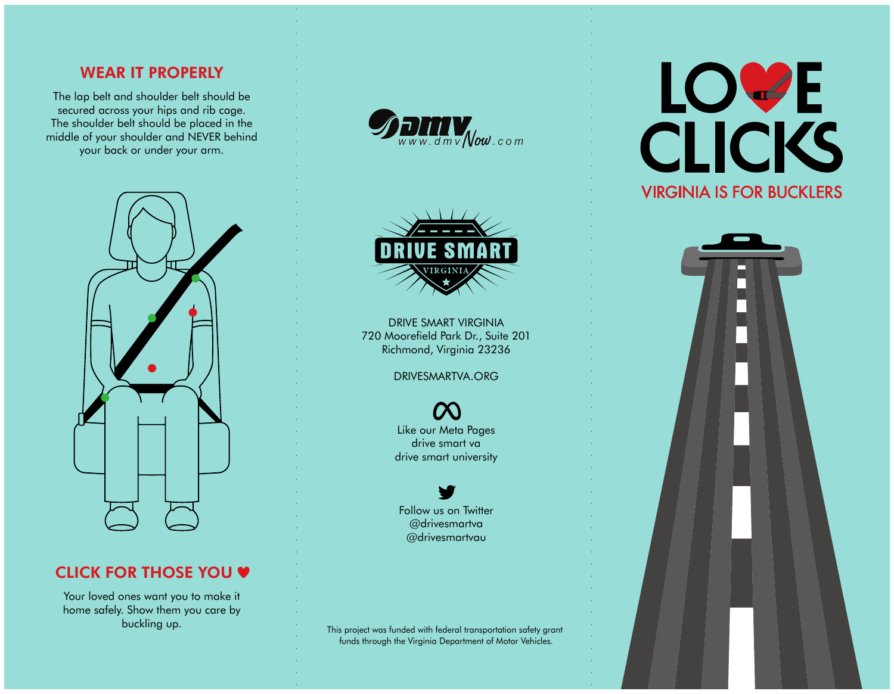## WEAR IT PROPERLY

The lap belt and shoulder belt should be secured across your hips and rib cage. The shoulder belt should be placed in the middle of your shoulder and NEVER behind your back or under your arm.

## CLICK FOR THOSE YOU ♥

Your loved ones want you to make it home safely. Show them you care by buckling up.

dmv www.dmvNow.com

DRIVE SMART VIRGINIA

DRIVE SMART VIRGINIA
720 Moorefield Park Dr., Suite 201
Richmond, Virginia 23236

DRIVESMARTVA.ORG

Like our Meta Pages
drive smart va
drive smart university

Follow us on Twitter
@drivesmartva
@drivesmartvau

This project was funded with federal transportation safety grant funds through the Virginia Department of Motor Vehicles.

# LOVE CLICKS

VIRGINIA IS FOR BUCKLERS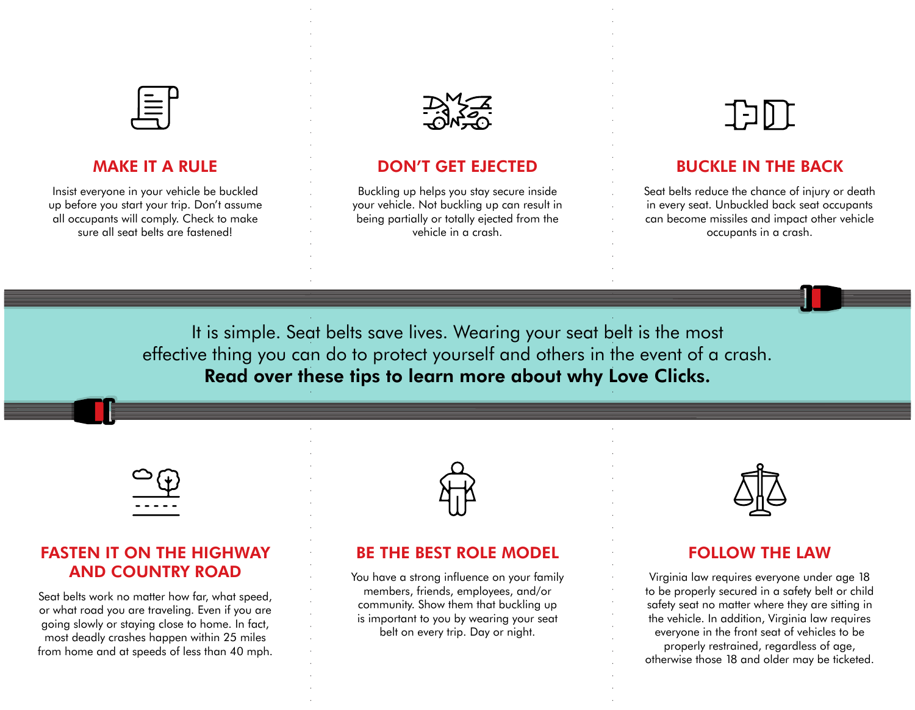## MAKE IT A RULE

Insist everyone in your vehicle be buckled up before you start your trip. Don't assume all occupants will comply. Check to make sure all seat belts are fastened!

## DON'T GET EJECTED

Buckling up helps you stay secure inside your vehicle. Not buckling up can result in being partially or totally ejected from the vehicle in a crash.

## BUCKLE IN THE BACK

Seat belts reduce the chance of injury or death in every seat. Unbuckled back seat occupants can become missiles and impact other vehicle occupants in a crash.

It is simple. Seat belts save lives. Wearing your seat belt is the most effective thing you can do to protect yourself and others in the event of a crash. **Read over these tips to learn more about why Love Clicks.**

## FASTEN IT ON THE HIGHWAY AND COUNTRY ROAD

Seat belts work no matter how far, what speed, or what road you are traveling. Even if you are going slowly or staying close to home. In fact, most deadly crashes happen within 25 miles from home and at speeds of less than 40 mph.

## BE THE BEST ROLE MODEL

You have a strong influence on your family members, friends, employees, and/or community. Show them that buckling up is important to you by wearing your seat belt on every trip. Day or night.

## FOLLOW THE LAW

Virginia law requires everyone under age 18 to be properly secured in a safety belt or child safety seat no matter where they are sitting in the vehicle. In addition, Virginia law requires everyone in the front seat of vehicles to be properly restrained, regardless of age, otherwise those 18 and older may be ticketed.